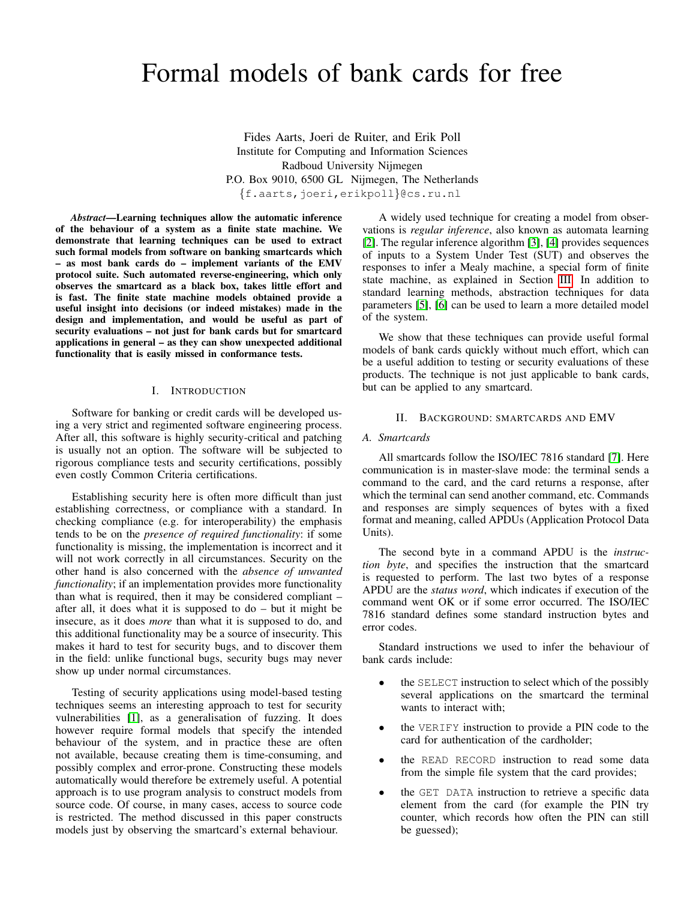# Formal models of bank cards for free

Fides Aarts, Joeri de Ruiter, and Erik Poll
Institute for Computing and Information Sciences
Radboud University Nijmegen
P.O. Box 9010, 6500 GL Nijmegen, The Netherlands
{f.aarts,joeri,erikpoll}@cs.ru.nl

***Abstract*—Learning techniques allow the automatic inference of the behaviour of a system as a finite state machine. We demonstrate that learning techniques can be used to extract such formal models from software on banking smartcards which – as most bank cards do – implement variants of the EMV protocol suite. Such automated reverse-engineering, which only observes the smartcard as a black box, takes little effort and is fast. The finite state machine models obtained provide a useful insight into decisions (or indeed mistakes) made in the design and implementation, and would be useful as part of security evaluations – not just for bank cards but for smartcard applications in general – as they can show unexpected additional functionality that is easily missed in conformance tests.**

## I. Introduction

Software for banking or credit cards will be developed using a very strict and regimented software engineering process. After all, this software is highly security-critical and patching is usually not an option. The software will be subjected to rigorous compliance tests and security certifications, possibly even costly Common Criteria certifications.

Establishing security here is often more difficult than just establishing correctness, or compliance with a standard. In checking compliance (e.g. for interoperability) the emphasis tends to be on the *presence of required functionality*: if some functionality is missing, the implementation is incorrect and it will not work correctly in all circumstances. Security on the other hand is also concerned with the *absence of unwanted functionality*; if an implementation provides more functionality than what is required, then it may be considered compliant – after all, it does what it is supposed to do – but it might be insecure, as it does *more* than what it is supposed to do, and this additional functionality may be a source of insecurity. This makes it hard to test for security bugs, and to discover them in the field: unlike functional bugs, security bugs may never show up under normal circumstances.

Testing of security applications using model-based testing techniques seems an interesting approach to test for security vulnerabilities [1], as a generalisation of fuzzing. It does however require formal models that specify the intended behaviour of the system, and in practice these are often not available, because creating them is time-consuming, and possibly complex and error-prone. Constructing these models automatically would therefore be extremely useful. A potential approach is to use program analysis to construct models from source code. Of course, in many cases, access to source code is restricted. The method discussed in this paper constructs models just by observing the smartcard's external behaviour.

A widely used technique for creating a model from observations is *regular inference*, also known as automata learning [2]. The regular inference algorithm [3], [4] provides sequences of inputs to a System Under Test (SUT) and observes the responses to infer a Mealy machine, a special form of finite state machine, as explained in Section III. In addition to standard learning methods, abstraction techniques for data parameters [5], [6] can be used to learn a more detailed model of the system.

We show that these techniques can provide useful formal models of bank cards quickly without much effort, which can be a useful addition to testing or security evaluations of these products. The technique is not just applicable to bank cards, but can be applied to any smartcard.

## II. Background: Smartcards and EMV

### A. Smartcards

All smartcards follow the ISO/IEC 7816 standard [7]. Here communication is in master-slave mode: the terminal sends a command to the card, and the card returns a response, after which the terminal can send another command, etc. Commands and responses are simply sequences of bytes with a fixed format and meaning, called APDUs (Application Protocol Data Units).

The second byte in a command APDU is the *instruction byte*, and specifies the instruction that the smartcard is requested to perform. The last two bytes of a response APDU are the *status word*, which indicates if execution of the command went OK or if some error occurred. The ISO/IEC 7816 standard defines some standard instruction bytes and error codes.

Standard instructions we used to infer the behaviour of bank cards include:

- the SELECT instruction to select which of the possibly several applications on the smartcard the terminal wants to interact with;
- the VERIFY instruction to provide a PIN code to the card for authentication of the cardholder;
- the READ RECORD instruction to read some data from the simple file system that the card provides;
- the GET DATA instruction to retrieve a specific data element from the card (for example the PIN try counter, which records how often the PIN can still be guessed);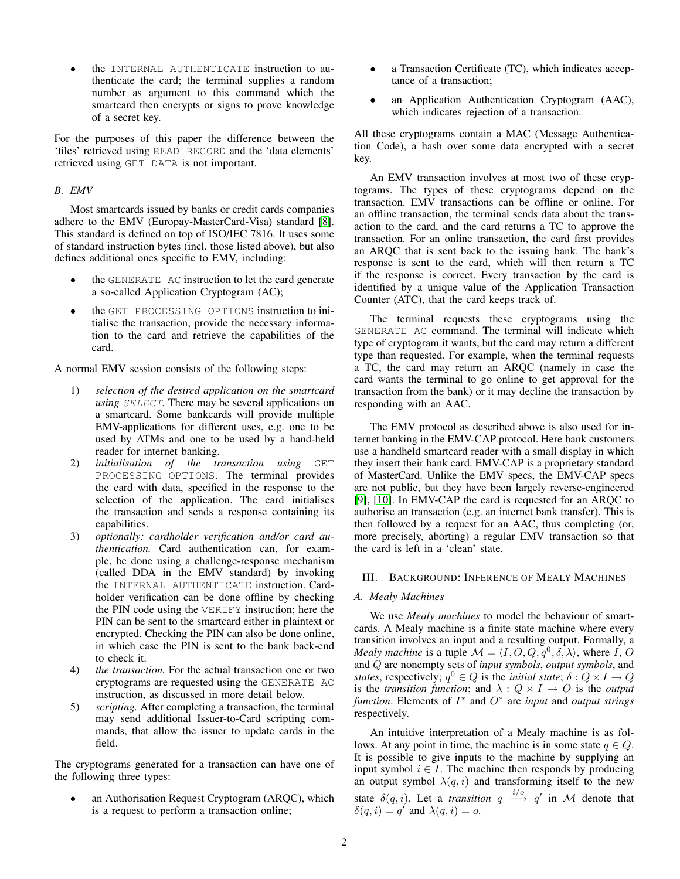- the INTERNAL AUTHENTICATE instruction to authenticate the card; the terminal supplies a random number as argument to this command which the smartcard then encrypts or signs to prove knowledge of a secret key.

For the purposes of this paper the difference between the 'files' retrieved using READ RECORD and the 'data elements' retrieved using GET DATA is not important.

### B. EMV

Most smartcards issued by banks or credit cards companies adhere to the EMV (Europay-MasterCard-Visa) standard [8]. This standard is defined on top of ISO/IEC 7816. It uses some of standard instruction bytes (incl. those listed above), but also defines additional ones specific to EMV, including:

- the GENERATE AC instruction to let the card generate a so-called Application Cryptogram (AC);
- the GET PROCESSING OPTIONS instruction to initialise the transaction, provide the necessary information to the card and retrieve the capabilities of the card.

A normal EMV session consists of the following steps:

1) *selection of the desired application on the smartcard using SELECT.* There may be several applications on a smartcard. Some bankcards will provide multiple EMV-applications for different uses, e.g. one to be used by ATMs and one to be used by a hand-held reader for internet banking.
2) *initialisation of the transaction using* GET PROCESSING OPTIONS. The terminal provides the card with data, specified in the response to the selection of the application. The card initialises the transaction and sends a response containing its capabilities.
3) *optionally: cardholder verification and/or card authentication.* Card authentication can, for example, be done using a challenge-response mechanism (called DDA in the EMV standard) by invoking the INTERNAL AUTHENTICATE instruction. Cardholder verification can be done offline by checking the PIN code using the VERIFY instruction; here the PIN can be sent to the smartcard either in plaintext or encrypted. Checking the PIN can also be done online, in which case the PIN is sent to the bank back-end to check it.
4) *the transaction.* For the actual transaction one or two cryptograms are requested using the GENERATE AC instruction, as discussed in more detail below.
5) *scripting.* After completing a transaction, the terminal may send additional Issuer-to-Card scripting commands, that allow the issuer to update cards in the field.

The cryptograms generated for a transaction can have one of the following three types:

- an Authorisation Request Cryptogram (ARQC), which is a request to perform a transaction online;
- a Transaction Certificate (TC), which indicates acceptance of a transaction;
- an Application Authentication Cryptogram (AAC), which indicates rejection of a transaction.

All these cryptograms contain a MAC (Message Authentication Code), a hash over some data encrypted with a secret key.

An EMV transaction involves at most two of these cryptograms. The types of these cryptograms depend on the transaction. EMV transactions can be offline or online. For an offline transaction, the terminal sends data about the transaction to the card, and the card returns a TC to approve the transaction. For an online transaction, the card first provides an ARQC that is sent back to the issuing bank. The bank's response is sent to the card, which will then return a TC if the response is correct. Every transaction by the card is identified by a unique value of the Application Transaction Counter (ATC), that the card keeps track of.

The terminal requests these cryptograms using the GENERATE AC command. The terminal will indicate which type of cryptogram it wants, but the card may return a different type than requested. For example, when the terminal requests a TC, the card may return an ARQC (namely in case the card wants the terminal to go online to get approval for the transaction from the bank) or it may decline the transaction by responding with an AAC.

The EMV protocol as described above is also used for internet banking in the EMV-CAP protocol. Here bank customers use a handheld smartcard reader with a small display in which they insert their bank card. EMV-CAP is a proprietary standard of MasterCard. Unlike the EMV specs, the EMV-CAP specs are not public, but they have been largely reverse-engineered [9], [10]. In EMV-CAP the card is requested for an ARQC to authorise an transaction (e.g. an internet bank transfer). This is then followed by a request for an AAC, thus completing (or, more precisely, aborting) a regular EMV transaction so that the card is left in a 'clean' state.

## III. Background: Inference of Mealy Machines

### A. Mealy Machines

We use *Mealy machines* to model the behaviour of smartcards. A Mealy machine is a finite state machine where every transition involves an input and a resulting output. Formally, a *Mealy machine* is a tuple $\mathcal{M} = \langle I, O, Q, q^0, \delta, \lambda \rangle$, where $I$, $O$ and $Q$ are nonempty sets of *input symbols*, *output symbols*, and *states*, respectively; $q^0 \in Q$ is the *initial state*; $\delta : Q \times I \to Q$ is the *transition function*; and $\lambda : Q \times I \to O$ is the *output function*. Elements of $I^*$ and $O^*$ are *input* and *output strings* respectively.

An intuitive interpretation of a Mealy machine is as follows. At any point in time, the machine is in some state $q \in Q$. It is possible to give inputs to the machine by supplying an input symbol $i \in I$. The machine then responds by producing an output symbol $\lambda(q, i)$ and transforming itself to the new state $\delta(q, i)$. Let a *transition* $q \xrightarrow{i/o} q'$ in $\mathcal{M}$ denote that $\delta(q, i) = q'$ and $\lambda(q, i) = o$.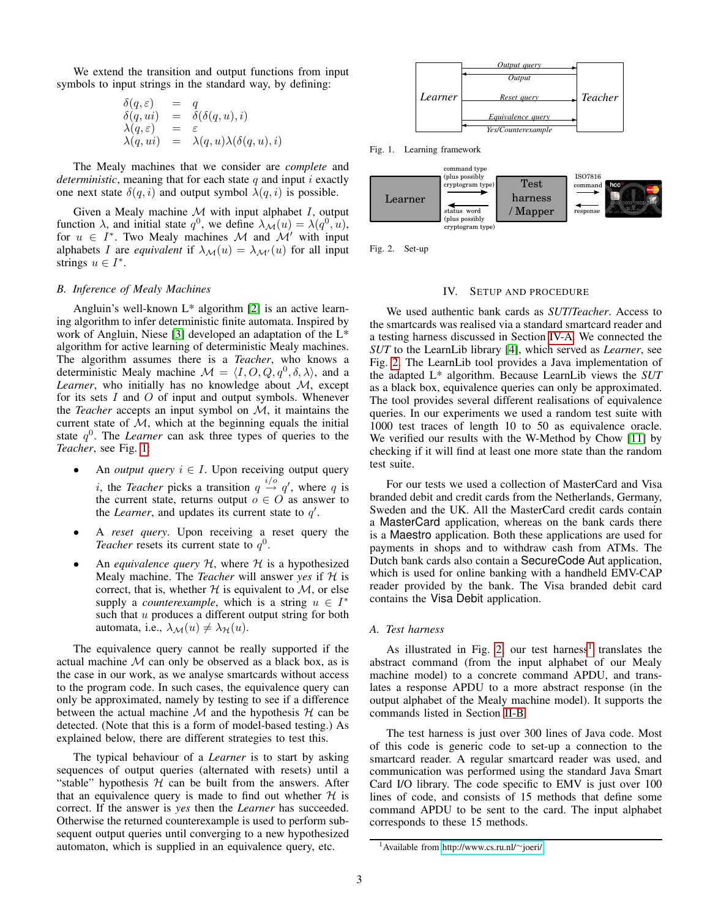We extend the transition and output functions from input symbols to input strings in the standard way, by defining:

$$
\begin{aligned}
\delta(q, \varepsilon) &= q \\
\delta(q, ui) &= \delta(\delta(q, u), i) \\
\lambda(q, \varepsilon) &= \varepsilon \\
\lambda(q, ui) &= \lambda(q, u)\lambda(\delta(q, u), i)
\end{aligned}
$$

The Mealy machines that we consider are *complete* and *deterministic*, meaning that for each state $q$ and input $i$ exactly one next state $\delta(q, i)$ and output symbol $\lambda(q, i)$ is possible.

Given a Mealy machine $\mathcal{M}$ with input alphabet $I$, output function $\lambda$, and initial state $q^0$, we define $\lambda_{\mathcal{M}}(u) = \lambda(q^0, u)$, for $u \in I^*$. Two Mealy machines $\mathcal{M}$ and $\mathcal{M}'$ with input alphabets $I$ are *equivalent* if $\lambda_{\mathcal{M}}(u) = \lambda_{\mathcal{M}'}(u)$ for all input strings $u \in I^*$.

### B. Inference of Mealy Machines

Angluin's well-known L* algorithm [2] is an active learning algorithm to infer deterministic finite automata. Inspired by work of Angluin, Niese [3] developed an adaptation of the L* algorithm for active learning of deterministic Mealy machines. The algorithm assumes there is a *Teacher*, who knows a deterministic Mealy machine $\mathcal{M} = \langle I, O, Q, q^0, \delta, \lambda \rangle$, and a *Learner*, who initially has no knowledge about $\mathcal{M}$, except for its sets $I$ and $O$ of input and output symbols. Whenever the *Teacher* accepts an input symbol on $\mathcal{M}$, it maintains the current state of $\mathcal{M}$, which at the beginning equals the initial state $q^0$. The *Learner* can ask three types of queries to the *Teacher*, see Fig. 1:

- An *output query* $i \in I$. Upon receiving output query $i$, the *Teacher* picks a transition $q \xrightarrow{i/o} q'$, where $q$ is the current state, returns output $o \in O$ as answer to the *Learner*, and updates its current state to $q'$.
- A *reset query*. Upon receiving a reset query the *Teacher* resets its current state to $q^0$.
- An *equivalence query* $\mathcal{H}$, where $\mathcal{H}$ is a hypothesized Mealy machine. The *Teacher* will answer *yes* if $\mathcal{H}$ is correct, that is, whether $\mathcal{H}$ is equivalent to $\mathcal{M}$, or else supply a *counterexample*, which is a string $u \in I^*$ such that $u$ produces a different output string for both automata, i.e., $\lambda_{\mathcal{M}}(u) \neq \lambda_{\mathcal{H}}(u)$.

The equivalence query cannot be really supported if the actual machine $\mathcal{M}$ can only be observed as a black box, as is the case in our work, as we analyse smartcards without access to the program code. In such cases, the equivalence query can only be approximated, namely by testing to see if a difference between the actual machine $\mathcal{M}$ and the hypothesis $\mathcal{H}$ can be detected. (Note that this is a form of model-based testing.) As explained below, there are different strategies to test this.

The typical behaviour of a *Learner* is to start by asking sequences of output queries (alternated with resets) until a "stable" hypothesis $\mathcal{H}$ can be built from the answers. After that an equivalence query is made to find out whether $\mathcal{H}$ is correct. If the answer is *yes* then the *Learner* has succeeded. Otherwise the returned counterexample is used to perform subsequent output queries until converging to a new hypothesized automaton, which is supplied in an equivalence query, etc.

Learner — Output query → Teacher; Output ← ; Reset query → ; Equivalence query → ; Yes/Counterexample ←

Fig. 1. Learning framework

Learner — command type (plus possibly cryptogram type) → Test harness / Mapper — ISO7816 command → card; response ←; status word (plus possibly cryptogram type) ←

Fig. 2. Set-up

## IV. Setup and Procedure

We used authentic bank cards as *SUT*/*Teacher*. Access to the smartcards was realised via a standard smartcard reader and a testing harness discussed in Section IV-A. We connected the *SUT* to the LearnLib library [4], which served as *Learner*, see Fig. 2. The LearnLib tool provides a Java implementation of the adapted L* algorithm. Because LearnLib views the *SUT* as a black box, equivalence queries can only be approximated. The tool provides several different realisations of equivalence queries. In our experiments we used a random test suite with 1000 test traces of length 10 to 50 as equivalence oracle. We verified our results with the W-Method by Chow [11] by checking if it will find at least one more state than the random test suite.

For our tests we used a collection of MasterCard and Visa branded debit and credit cards from the Netherlands, Germany, Sweden and the UK. All the MasterCard credit cards contain a MasterCard application, whereas on the bank cards there is a Maestro application. Both these applications are used for payments in shops and to withdraw cash from ATMs. The Dutch bank cards also contain a SecureCode Aut application, which is used for online banking with a handheld EMV-CAP reader provided by the bank. The Visa branded debit card contains the Visa Debit application.

### A. Test harness

As illustrated in Fig. 2, our test harness[1] translates the abstract command (from the input alphabet of our Mealy machine model) to a concrete command APDU, and translates a response APDU to a more abstract response (in the output alphabet of the Mealy machine model). It supports the commands listed in Section II-B.

The test harness is just over 300 lines of Java code. Most of this code is generic code to set-up a connection to the smartcard reader. A regular smartcard reader was used, and communication was performed using the standard Java Smart Card I/O library. The code specific to EMV is just over 100 lines of code, and consists of 15 methods that define some command APDU to be sent to the card. The input alphabet corresponds to these 15 methods.

[1] Available from http://www.cs.ru.nl/~joeri/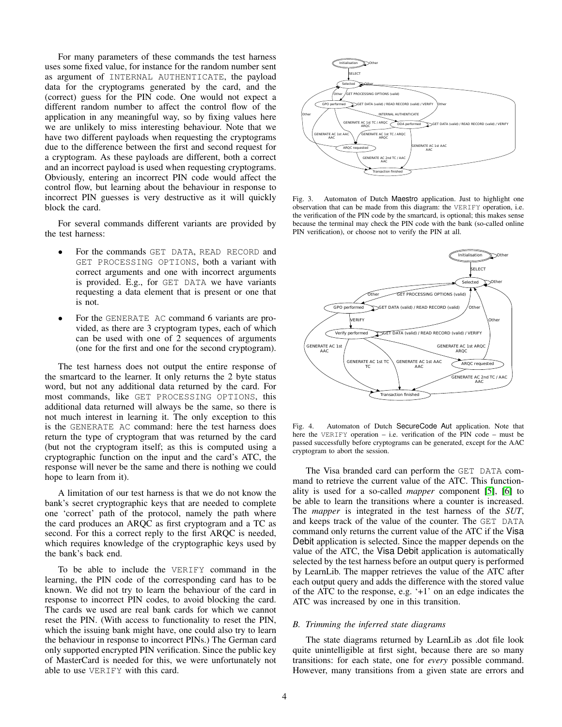For many parameters of these commands the test harness uses some fixed value, for instance for the random number sent as argument of INTERNAL AUTHENTICATE, the payload data for the cryptograms generated by the card, and the (correct) guess for the PIN code. One would not expect a different random number to affect the control flow of the application in any meaningful way, so by fixing values here we are unlikely to miss interesting behaviour. Note that we have two different payloads when requesting the cryptograms due to the difference between the first and second request for a cryptogram. As these payloads are different, both a correct and an incorrect payload is used when requesting cryptograms. Obviously, entering an incorrect PIN code would affect the control flow, but learning about the behaviour in response to incorrect PIN guesses is very destructive as it will quickly block the card.

For several commands different variants are provided by the test harness:

- For the commands GET DATA, READ RECORD and GET PROCESSING OPTIONS, both a variant with correct arguments and one with incorrect arguments is provided. E.g., for GET DATA we have variants requesting a data element that is present or one that is not.
- For the GENERATE AC command 6 variants are provided, as there are 3 cryptogram types, each of which can be used with one of 2 sequences of arguments (one for the first and one for the second cryptogram).

The test harness does not output the entire response of the smartcard to the learner. It only returns the 2 byte status word, but not any additional data returned by the card. For most commands, like GET PROCESSING OPTIONS, this additional data returned will always be the same, so there is not much interest in learning it. The only exception to this is the GENERATE AC command: here the test harness does return the type of cryptogram that was returned by the card (but not the cryptogram itself; as this is computed using a cryptographic function on the input and the card's ATC, the response will never be the same and there is nothing we could hope to learn from it).

A limitation of our test harness is that we do not know the bank's secret cryptographic keys that are needed to complete one 'correct' path of the protocol, namely the path where the card produces an ARQC as first cryptogram and a TC as second. For this a correct reply to the first ARQC is needed, which requires knowledge of the cryptographic keys used by the bank's back end.

To be able to include the VERIFY command in the learning, the PIN code of the corresponding card has to be known. We did not try to learn the behaviour of the card in response to incorrect PIN codes, to avoid blocking the card. The cards we used are real bank cards for which we cannot reset the PIN. (With access to functionality to reset the PIN, which the issuing bank might have, one could also try to learn the behaviour in response to incorrect PINs.) The German card only supported encrypted PIN verification. Since the public key of MasterCard is needed for this, we were unfortunately not able to use VERIFY with this card.

Fig. 3. Automaton of Dutch Maestro application. Just to highlight one observation that can be made from this diagram: the VERIFY operation, i.e. the verification of the PIN code by the smartcard, is optional; this makes sense because the terminal may check the PIN code with the bank (so-called online PIN verification), or choose not to verify the PIN at all.

Fig. 4. Automaton of Dutch SecureCode Aut application. Note that here the VERIFY operation – i.e. verification of the PIN code – must be passed successfully before cryptograms can be generated, except for the AAC cryptogram to abort the session.

The Visa branded card can perform the GET DATA command to retrieve the current value of the ATC. This functionality is used for a so-called *mapper* component [5], [6] to be able to learn the transitions where a counter is increased. The *mapper* is integrated in the test harness of the *SUT*, and keeps track of the value of the counter. The GET DATA command only returns the current value of the ATC if the Visa Debit application is selected. Since the mapper depends on the value of the ATC, the Visa Debit application is automatically selected by the test harness before an output query is performed by LearnLib. The mapper retrieves the value of the ATC after each output query and adds the difference with the stored value of the ATC to the response, e.g. '+1' on an edge indicates the ATC was increased by one in this transition.

### B. Trimming the inferred state diagrams

The state diagrams returned by LearnLib as .dot file look quite unintelligible at first sight, because there are so many transitions: for each state, one for *every* possible command. However, many transitions from a given state are errors and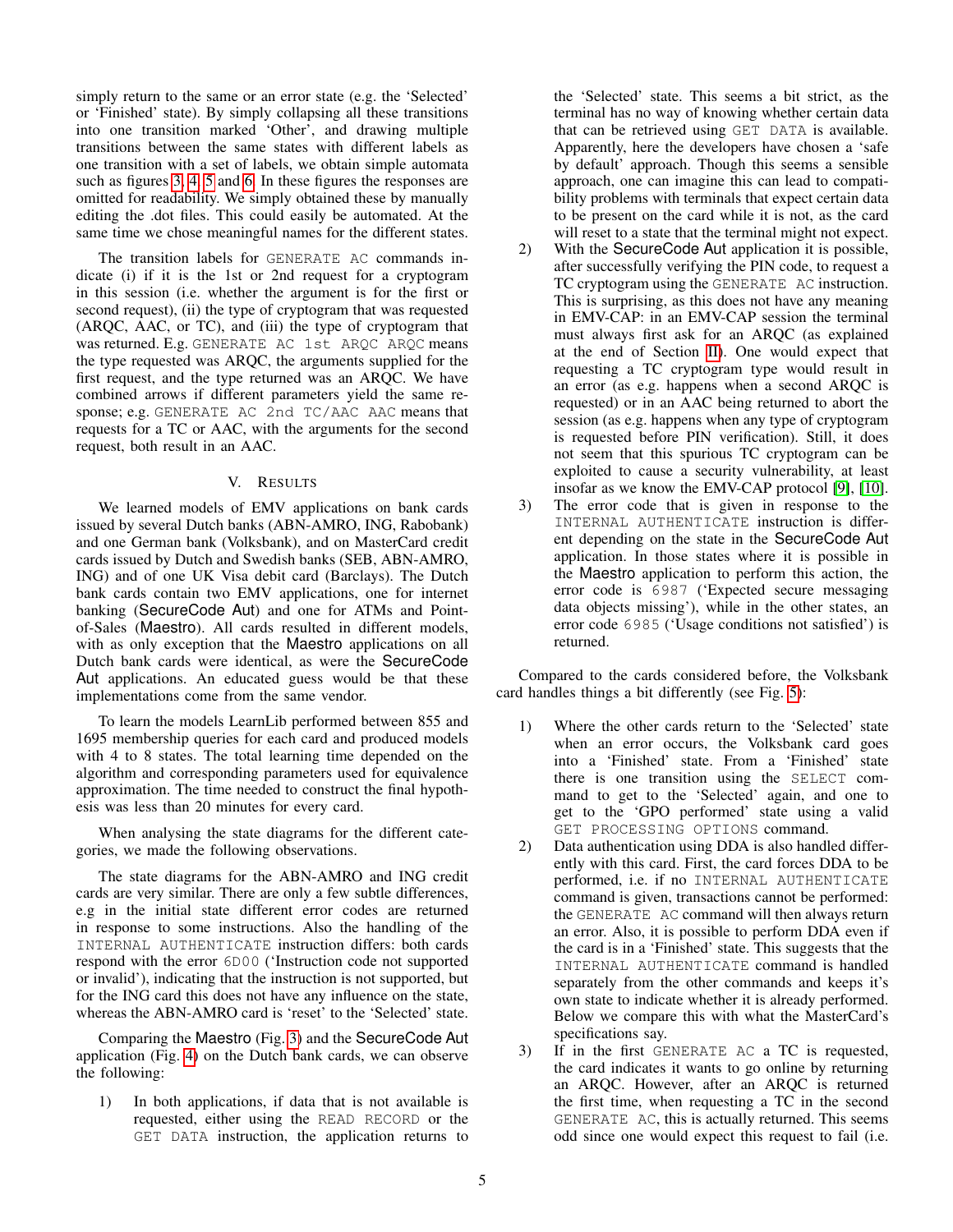simply return to the same or an error state (e.g. the 'Selected' or 'Finished' state). By simply collapsing all these transitions into one transition marked 'Other', and drawing multiple transitions between the same states with different labels as one transition with a set of labels, we obtain simple automata such as figures 3, 4, 5 and 6. In these figures the responses are omitted for readability. We simply obtained these by manually editing the .dot files. This could easily be automated. At the same time we chose meaningful names for the different states.

The transition labels for `GENERATE AC` commands indicate (i) if it is the 1st or 2nd request for a cryptogram in this session (i.e. whether the argument is for the first or second request), (ii) the type of cryptogram that was requested (ARQC, AAC, or TC), and (iii) the type of cryptogram that was returned. E.g. `GENERATE AC 1st ARQC ARQC` means the type requested was ARQC, the arguments supplied for the first request, and the type returned was an ARQC. We have combined arrows if different parameters yield the same response; e.g. `GENERATE AC 2nd TC/AAC AAC` means that requests for a TC or AAC, with the arguments for the second request, both result in an AAC.

## V. Results

We learned models of EMV applications on bank cards issued by several Dutch banks (ABN-AMRO, ING, Rabobank) and one German bank (Volksbank), and on MasterCard credit cards issued by Dutch and Swedish banks (SEB, ABN-AMRO, ING) and of one UK Visa debit card (Barclays). The Dutch bank cards contain two EMV applications, one for internet banking (SecureCode Aut) and one for ATMs and Point-of-Sales (Maestro). All cards resulted in different models, with as only exception that the Maestro applications on all Dutch bank cards were identical, as were the SecureCode Aut applications. An educated guess would be that these implementations come from the same vendor.

To learn the models LearnLib performed between 855 and 1695 membership queries for each card and produced models with 4 to 8 states. The total learning time depended on the algorithm and corresponding parameters used for equivalence approximation. The time needed to construct the final hypothesis was less than 20 minutes for every card.

When analysing the state diagrams for the different categories, we made the following observations.

The state diagrams for the ABN-AMRO and ING credit cards are very similar. There are only a few subtle differences, e.g in the initial state different error codes are returned in response to some instructions. Also the handling of the `INTERNAL AUTHENTICATE` instruction differs: both cards respond with the error `6D00` ('Instruction code not supported or invalid'), indicating that the instruction is not supported, but for the ING card this does not have any influence on the state, whereas the ABN-AMRO card is 'reset' to the 'Selected' state.

Comparing the Maestro (Fig. 3) and the SecureCode Aut application (Fig. 4) on the Dutch bank cards, we can observe the following:

1) In both applications, if data that is not available is requested, either using the `READ RECORD` or the `GET DATA` instruction, the application returns to the 'Selected' state. This seems a bit strict, as the terminal has no way of knowing whether certain data that can be retrieved using `GET DATA` is available. Apparently, here the developers have chosen a 'safe by default' approach. Though this seems a sensible approach, one can imagine this can lead to compatibility problems with terminals that expect certain data to be present on the card while it is not, as the card will reset to a state that the terminal might not expect.
2) With the SecureCode Aut application it is possible, after successfully verifying the PIN code, to request a TC cryptogram using the `GENERATE AC` instruction. This is surprising, as this does not have any meaning in EMV-CAP: in an EMV-CAP session the terminal must always first ask for an ARQC (as explained at the end of Section II). One would expect that requesting a TC cryptogram type would result in an error (as e.g. happens when a second ARQC is requested) or in an AAC being returned to abort the session (as e.g. happens when any type of cryptogram is requested before PIN verification). Still, it does not seem that this spurious TC cryptogram can be exploited to cause a security vulnerability, at least insofar as we know the EMV-CAP protocol [9], [10].
3) The error code that is given in response to the `INTERNAL AUTHENTICATE` instruction is different depending on the state in the SecureCode Aut application. In those states where it is possible in the Maestro application to perform this action, the error code is `6987` ('Expected secure messaging data objects missing'), while in the other states, an error code `6985` ('Usage conditions not satisfied') is returned.

Compared to the cards considered before, the Volksbank card handles things a bit differently (see Fig. 5):

1) Where the other cards return to the 'Selected' state when an error occurs, the Volksbank card goes into a 'Finished' state. From a 'Finished' state there is one transition using the `SELECT` command to get to the 'Selected' again, and one to get to the 'GPO performed' state using a valid `GET PROCESSING OPTIONS` command.
2) Data authentication using DDA is also handled differently with this card. First, the card forces DDA to be performed, i.e. if no `INTERNAL AUTHENTICATE` command is given, transactions cannot be performed: the `GENERATE AC` command will then always return an error. Also, it is possible to perform DDA even if the card is in a 'Finished' state. This suggests that the `INTERNAL AUTHENTICATE` command is handled separately from the other commands and keeps it's own state to indicate whether it is already performed. Below we compare this with what the MasterCard's specifications say.
3) If in the first `GENERATE AC` a TC is requested, the card indicates it wants to go online by returning an ARQC. However, after an ARQC is returned the first time, when requesting a TC in the second `GENERATE AC`, this is actually returned. This seems odd since one would expect this request to fail (i.e.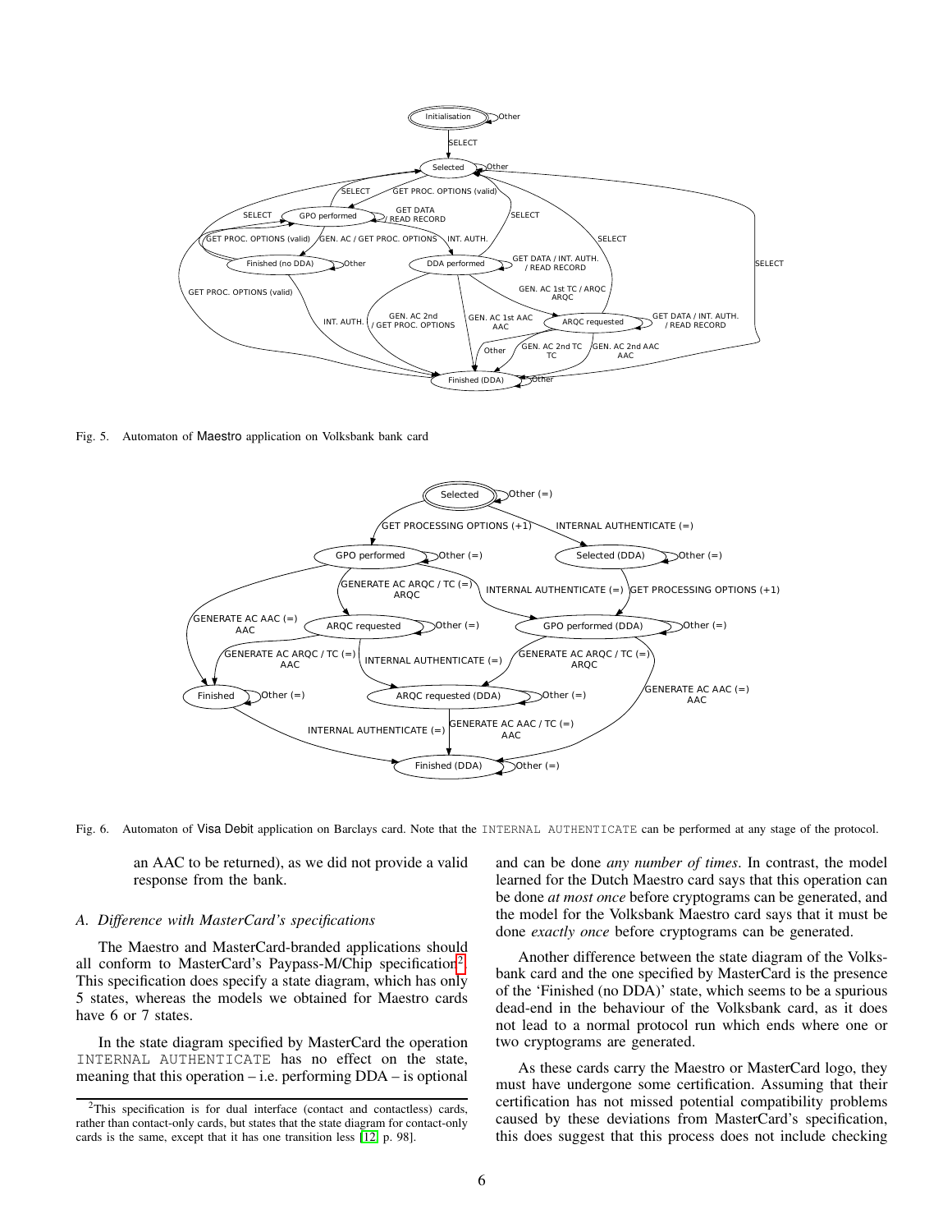Fig. 5. Automaton of Maestro application on Volksbank bank card

Fig. 6. Automaton of Visa Debit application on Barclays card. Note that the INTERNAL AUTHENTICATE can be performed at any stage of the protocol.

an AAC to be returned), as we did not provide a valid response from the bank.

### A. Difference with MasterCard's specifications

The Maestro and MasterCard-branded applications should all conform to MasterCard's Paypass-M/Chip specification[2]. This specification does specify a state diagram, which has only 5 states, whereas the models we obtained for Maestro cards have 6 or 7 states.

In the state diagram specified by MasterCard the operation INTERNAL AUTHENTICATE has no effect on the state, meaning that this operation – i.e. performing DDA – is optional and can be done *any number of times*. In contrast, the model learned for the Dutch Maestro card says that this operation can be done *at most once* before cryptograms can be generated, and the model for the Volksbank Maestro card says that it must be done *exactly once* before cryptograms can be generated.

Another difference between the state diagram of the Volksbank card and the one specified by MasterCard is the presence of the 'Finished (no DDA)' state, which seems to be a spurious dead-end in the behaviour of the Volksbank card, as it does not lead to a normal protocol run which ends where one or two cryptograms are generated.

As these cards carry the Maestro or MasterCard logo, they must have undergone some certification. Assuming that their certification has not missed potential compatibility problems caused by these deviations from MasterCard's specification, this does suggest that this process does not include checking

[2] This specification is for dual interface (contact and contactless) cards, rather than contact-only cards, but states that the state diagram for contact-only cards is the same, except that it has one transition less [12, p. 98].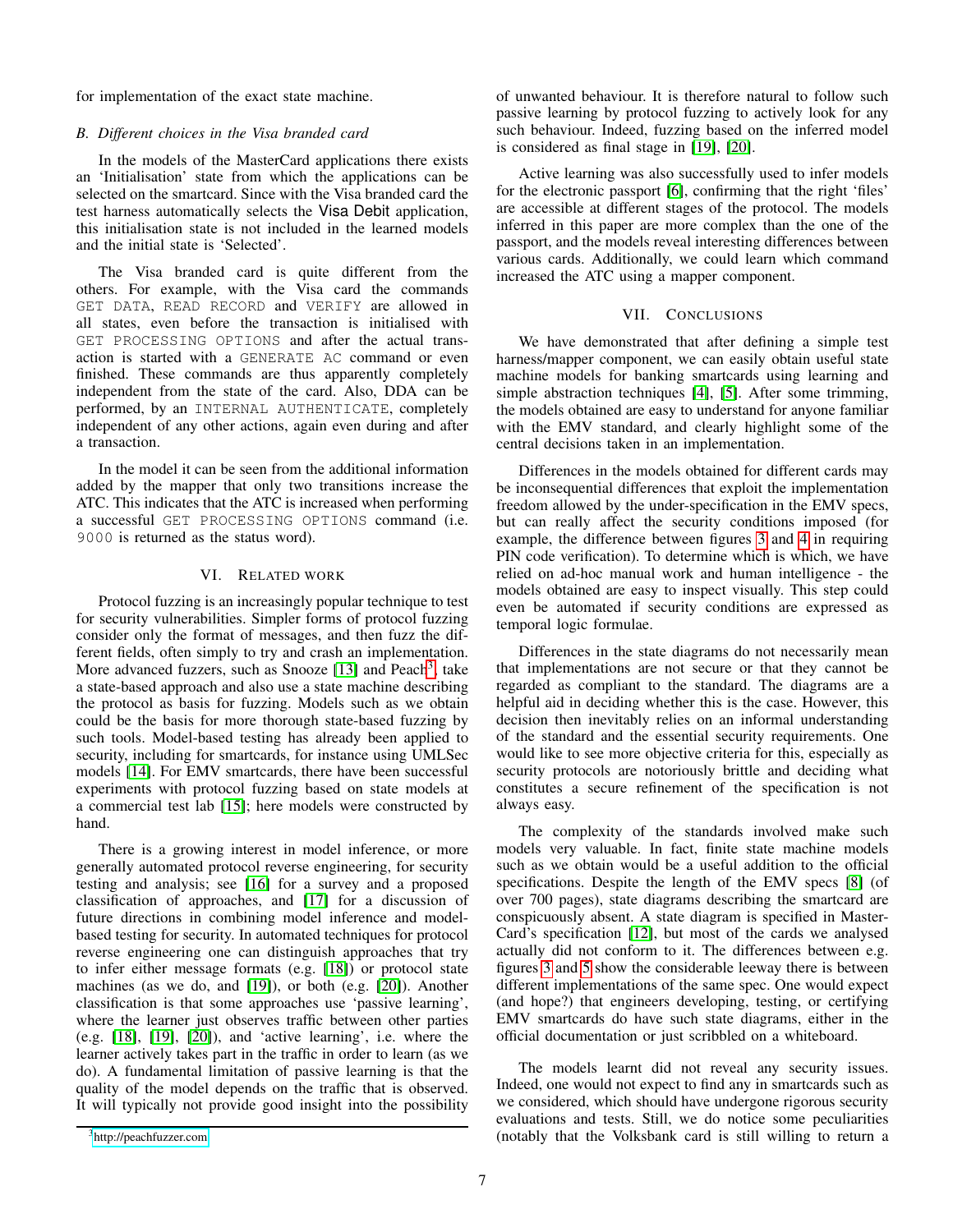for implementation of the exact state machine.

### B. Different choices in the Visa branded card

In the models of the MasterCard applications there exists an 'Initialisation' state from which the applications can be selected on the smartcard. Since with the Visa branded card the test harness automatically selects the Visa Debit application, this initialisation state is not included in the learned models and the initial state is 'Selected'.

The Visa branded card is quite different from the others. For example, with the Visa card the commands GET DATA, READ RECORD and VERIFY are allowed in all states, even before the transaction is initialised with GET PROCESSING OPTIONS and after the actual transaction is started with a GENERATE AC command or even finished. These commands are thus apparently completely independent from the state of the card. Also, DDA can be performed, by an INTERNAL AUTHENTICATE, completely independent of any other actions, again even during and after a transaction.

In the model it can be seen from the additional information added by the mapper that only two transitions increase the ATC. This indicates that the ATC is increased when performing a successful GET PROCESSING OPTIONS command (i.e. 9000 is returned as the status word).

## VI. Related work

Protocol fuzzing is an increasingly popular technique to test for security vulnerabilities. Simpler forms of protocol fuzzing consider only the format of messages, and then fuzz the different fields, often simply to try and crash an implementation. More advanced fuzzers, such as Snooze [13] and Peach[3], take a state-based approach and also use a state machine describing the protocol as basis for fuzzing. Models such as we obtain could be the basis for more thorough state-based fuzzing by such tools. Model-based testing has already been applied to security, including for smartcards, for instance using UMLSec models [14]. For EMV smartcards, there have been successful experiments with protocol fuzzing based on state models at a commercial test lab [15]; here models were constructed by hand.

There is a growing interest in model inference, or more generally automated protocol reverse engineering, for security testing and analysis; see [16] for a survey and a proposed classification of approaches, and [17] for a discussion of future directions in combining model inference and model-based testing for security. In automated techniques for protocol reverse engineering one can distinguish approaches that try to infer either message formats (e.g. [18]) or protocol state machines (as we do, and [19]), or both (e.g. [20]). Another classification is that some approaches use 'passive learning', where the learner just observes traffic between other parties (e.g. [18], [19], [20]), and 'active learning', i.e. where the learner actively takes part in the traffic in order to learn (as we do). A fundamental limitation of passive learning is that the quality of the model depends on the traffic that is observed. It will typically not provide good insight into the possibility of unwanted behaviour. It is therefore natural to follow such passive learning by protocol fuzzing to actively look for any such behaviour. Indeed, fuzzing based on the inferred model is considered as final stage in [19], [20].

Active learning was also successfully used to infer models for the electronic passport [6], confirming that the right 'files' are accessible at different stages of the protocol. The models inferred in this paper are more complex than the one of the passport, and the models reveal interesting differences between various cards. Additionally, we could learn which command increased the ATC using a mapper component.

## VII. Conclusions

We have demonstrated that after defining a simple test harness/mapper component, we can easily obtain useful state machine models for banking smartcards using learning and simple abstraction techniques [4], [5]. After some trimming, the models obtained are easy to understand for anyone familiar with the EMV standard, and clearly highlight some of the central decisions taken in an implementation.

Differences in the models obtained for different cards may be inconsequential differences that exploit the implementation freedom allowed by the under-specification in the EMV specs, but can really affect the security conditions imposed (for example, the difference between figures 3 and 4 in requiring PIN code verification). To determine which is which, we have relied on ad-hoc manual work and human intelligence - the models obtained are easy to inspect visually. This step could even be automated if security conditions are expressed as temporal logic formulae.

Differences in the state diagrams do not necessarily mean that implementations are not secure or that they cannot be regarded as compliant to the standard. The diagrams are a helpful aid in deciding whether this is the case. However, this decision then inevitably relies on an informal understanding of the standard and the essential security requirements. One would like to see more objective criteria for this, especially as security protocols are notoriously brittle and deciding what constitutes a secure refinement of the specification is not always easy.

The complexity of the standards involved make such models very valuable. In fact, finite state machine models such as we obtain would be a useful addition to the official specifications. Despite the length of the EMV specs [8] (of over 700 pages), state diagrams describing the smartcard are conspicuously absent. A state diagram is specified in MasterCard's specification [12], but most of the cards we analysed actually did not conform to it. The differences between e.g. figures 3 and 5 show the considerable leeway there is between different implementations of the same spec. One would expect (and hope?) that engineers developing, testing, or certifying EMV smartcards do have such state diagrams, either in the official documentation or just scribbled on a whiteboard.

The models learnt did not reveal any security issues. Indeed, one would not expect to find any in smartcards such as we considered, which should have undergone rigorous security evaluations and tests. Still, we do notice some peculiarities (notably that the Volksbank card is still willing to return a

[3] http://peachfuzzer.com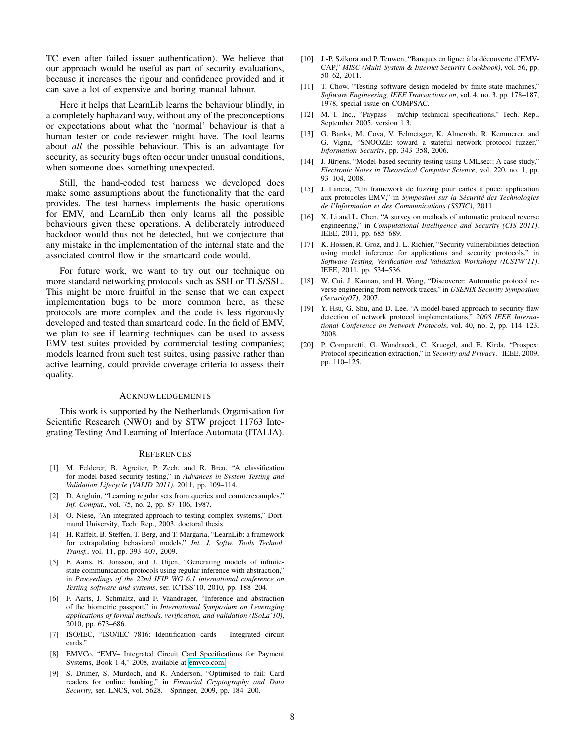TC even after failed issuer authentication). We believe that our approach would be useful as part of security evaluations, because it increases the rigour and confidence provided and it can save a lot of expensive and boring manual labour.

Here it helps that LearnLib learns the behaviour blindly, in a completely haphazard way, without any of the preconceptions or expectations about what the 'normal' behaviour is that a human tester or code reviewer might have. The tool learns about *all* the possible behaviour. This is an advantage for security, as security bugs often occur under unusual conditions, when someone does something unexpected.

Still, the hand-coded test harness we developed does make some assumptions about the functionality that the card provides. The test harness implements the basic operations for EMV, and LearnLib then only learns all the possible behaviours given these operations. A deliberately introduced backdoor would thus not be detected, but we conjecture that any mistake in the implementation of the internal state and the associated control flow in the smartcard code would.

For future work, we want to try out our technique on more standard networking protocols such as SSH or TLS/SSL. This might be more fruitful in the sense that we can expect implementation bugs to be more common here, as these protocols are more complex and the code is less rigorously developed and tested than smartcard code. In the field of EMV, we plan to see if learning techniques can be used to assess EMV test suites provided by commercial testing companies; models learned from such test suites, using passive rather than active learning, could provide coverage criteria to assess their quality.

## Acknowledgements

This work is supported by the Netherlands Organisation for Scientific Research (NWO) and by STW project 11763 Integrating Testing And Learning of Interface Automata (ITALIA).

## References

[1] M. Felderer, B. Agreiter, P. Zech, and R. Breu, "A classification for model-based security testing," in *Advances in System Testing and Validation Lifecycle (VALID 2011)*, 2011, pp. 109–114.

[2] D. Angluin, "Learning regular sets from queries and counterexamples," *Inf. Comput.*, vol. 75, no. 2, pp. 87–106, 1987.

[3] O. Niese, "An integrated approach to testing complex systems," Dortmund University, Tech. Rep., 2003, doctoral thesis.

[4] H. Raffelt, B. Steffen, T. Berg, and T. Margaria, "LearnLib: a framework for extrapolating behavioral models," *Int. J. Softw. Tools Technol. Transf.*, vol. 11, pp. 393–407, 2009.

[5] F. Aarts, B. Jonsson, and J. Uijen, "Generating models of infinite-state communication protocols using regular inference with abstraction," in *Proceedings of the 22nd IFIP WG 6.1 international conference on Testing software and systems*, ser. ICTSS'10, 2010, pp. 188–204.

[6] F. Aarts, J. Schmaltz, and F. Vaandrager, "Inference and abstraction of the biometric passport," in *International Symposium on Leveraging applications of formal methods, verification, and validation (ISoLa'10)*, 2010, pp. 673–686.

[7] ISO/IEC, "ISO/IEC 7816: Identification cards – Integrated circuit cards."

[8] EMVCo, "EMV– Integrated Circuit Card Specifications for Payment Systems, Book 1-4," 2008, available at emvco.com.

[9] S. Drimer, S. Murdoch, and R. Anderson, "Optimised to fail: Card readers for online banking," in *Financial Cryptography and Data Security*, ser. LNCS, vol. 5628. Springer, 2009, pp. 184–200.

[10] J.-P. Szikora and P. Teuwen, "Banques en ligne: à la découverte d'EMV-CAP," *MISC (Multi-System & Internet Security Cookbook)*, vol. 56, pp. 50–62, 2011.

[11] T. Chow, "Testing software design modeled by finite-state machines," *Software Engineering, IEEE Transactions on*, vol. 4, no. 3, pp. 178–187, 1978, special issue on COMPSAC.

[12] M. I. Inc., "Paypass - m/chip technical specifications," Tech. Rep., September 2005, version 1.3.

[13] G. Banks, M. Cova, V. Felmetsger, K. Almeroth, R. Kemmerer, and G. Vigna, "SNOOZE: toward a stateful network protocol fuzzer," *Information Security*, pp. 343–358, 2006.

[14] J. Jürjens, "Model-based security testing using UMLsec:: A case study," *Electronic Notes in Theoretical Computer Science*, vol. 220, no. 1, pp. 93–104, 2008.

[15] J. Lancia, "Un framework de fuzzing pour cartes à puce: application aux protocoles EMV," in *Symposium sur la Sécurité des Technologies de l'Information et des Communications (SSTIC)*, 2011.

[16] X. Li and L. Chen, "A survey on methods of automatic protocol reverse engineering," in *Computational Intelligence and Security (CIS 2011)*. IEEE, 2011, pp. 685–689.

[17] K. Hossen, R. Groz, and J. L. Richier, "Security vulnerabilities detection using model inference for applications and security protocols," in *Software Testing, Verification and Validation Workshops (ICSTW'11)*. IEEE, 2011, pp. 534–536.

[18] W. Cui, J. Kannan, and H. Wang, "Discoverer: Automatic protocol reverse engineering from network traces," in *USENIX Security Symposium (Security07)*, 2007.

[19] Y. Hsu, G. Shu, and D. Lee, "A model-based approach to security flaw detection of network protocol implementations," *2008 IEEE International Conference on Network Protocols*, vol. 40, no. 2, pp. 114–123, 2008.

[20] P. Comparetti, G. Wondracek, C. Kruegel, and E. Kirda, "Prospex: Protocol specification extraction," in *Security and Privacy*. IEEE, 2009, pp. 110–125.